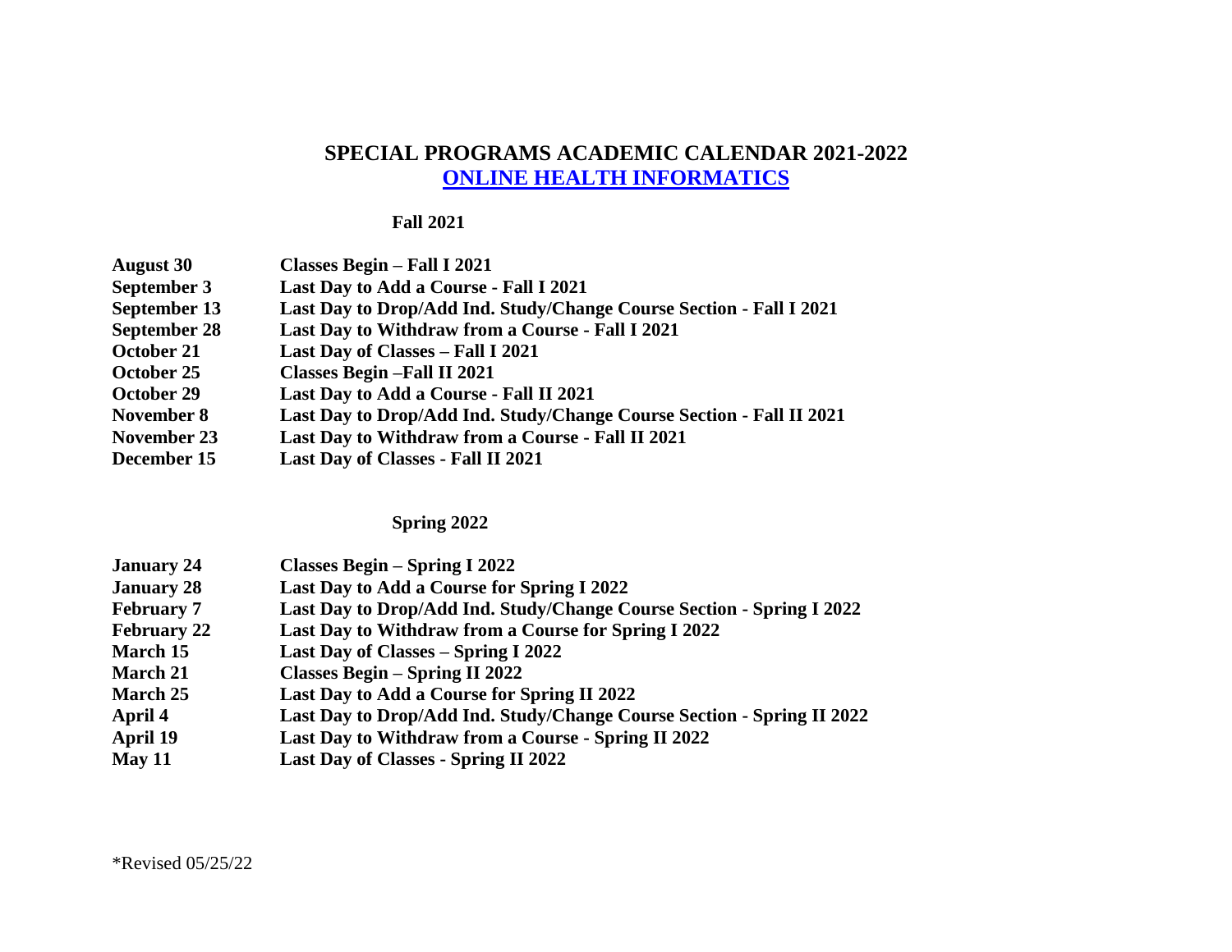# SPECIAL PROGRAMS ACADEMIC CALENDAR 2021-2022

## ONLINE HEALTH INFORMATICS

### Fall 2021

| | |
|---|---|
| **August 30** | **Classes Begin – Fall I 2021** |
| **September 3** | **Last Day to Add a Course - Fall I 2021** |
| **September 13** | **Last Day to Drop/Add Ind. Study/Change Course Section - Fall I 2021** |
| **September 28** | **Last Day to Withdraw from a Course - Fall I 2021** |
| **October 21** | **Last Day of Classes – Fall I 2021** |
| **October 25** | **Classes Begin –Fall II 2021** |
| **October 29** | **Last Day to Add a Course - Fall II 2021** |
| **November 8** | **Last Day to Drop/Add Ind. Study/Change Course Section - Fall II 2021** |
| **November 23** | **Last Day to Withdraw from a Course - Fall II 2021** |
| **December 15** | **Last Day of Classes - Fall II 2021** |

### Spring 2022

| | |
|---|---|
| **January 24** | **Classes Begin – Spring I 2022** |
| **January 28** | **Last Day to Add a Course for Spring I 2022** |
| **February 7** | **Last Day to Drop/Add Ind. Study/Change Course Section - Spring I 2022** |
| **February 22** | **Last Day to Withdraw from a Course for Spring I 2022** |
| **March 15** | **Last Day of Classes – Spring I 2022** |
| **March 21** | **Classes Begin – Spring II 2022** |
| **March 25** | **Last Day to Add a Course for Spring II 2022** |
| **April 4** | **Last Day to Drop/Add Ind. Study/Change Course Section - Spring II 2022** |
| **April 19** | **Last Day to Withdraw from a Course - Spring II 2022** |
| **May 11** | **Last Day of Classes - Spring II 2022** |

*Revised 05/25/22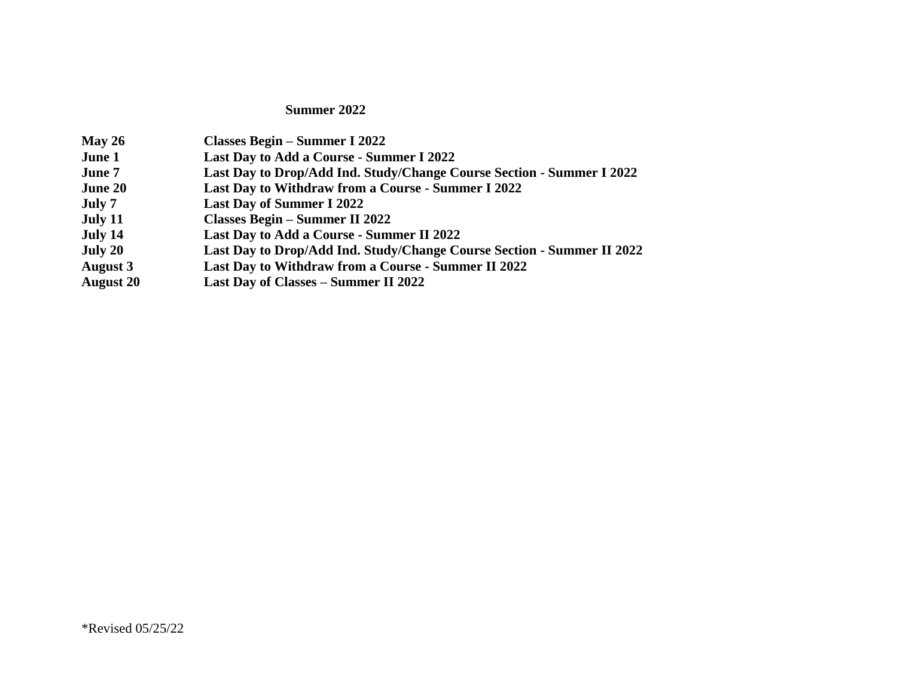## Summer 2022

| | |
|---|---|
| **May 26** | **Classes Begin – Summer I 2022** |
| **June 1** | **Last Day to Add a Course - Summer I 2022** |
| **June 7** | **Last Day to Drop/Add Ind. Study/Change Course Section - Summer I 2022** |
| **June 20** | **Last Day to Withdraw from a Course - Summer I 2022** |
| **July 7** | **Last Day of Summer I 2022** |
| **July 11** | **Classes Begin – Summer II 2022** |
| **July 14** | **Last Day to Add a Course - Summer II 2022** |
| **July 20** | **Last Day to Drop/Add Ind. Study/Change Course Section - Summer II 2022** |
| **August 3** | **Last Day to Withdraw from a Course - Summer II 2022** |
| **August 20** | **Last Day of Classes – Summer II 2022** |

*Revised 05/25/22